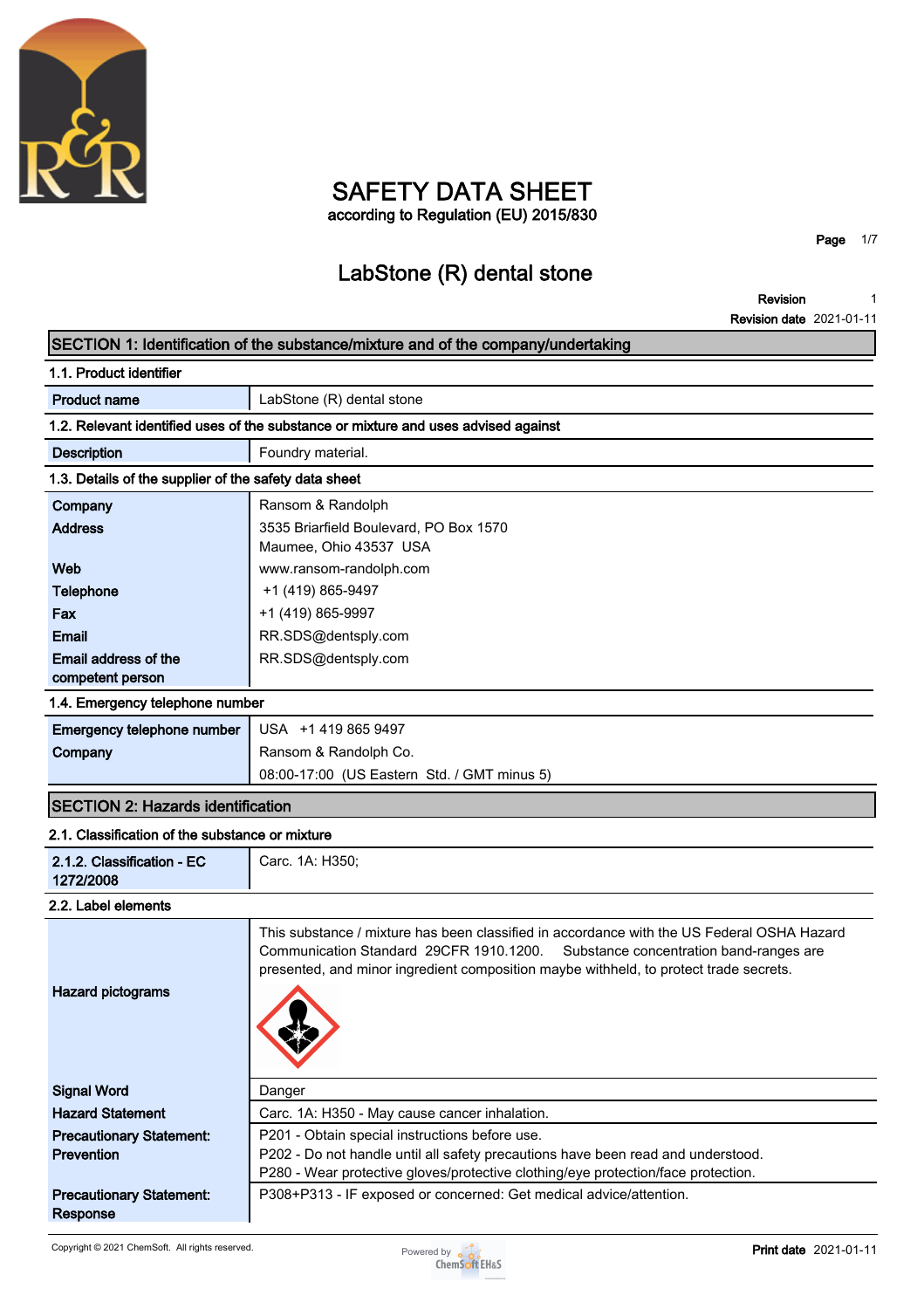# SAFETY DATA SHEET

according to Regulation (EU) 2015/830

## LabStone (R) dental stone

**Revision** 1
**Revision date** 2021-01-11

## SECTION 1: Identification of the substance/mixture and of the company/undertaking

### 1.1. Product identifier

| | |
|---|---|
| **Product name** | LabStone (R) dental stone |

### 1.2. Relevant identified uses of the substance or mixture and uses advised against

| | |
|---|---|
| **Description** | Foundry material. |

### 1.3. Details of the supplier of the safety data sheet

| | |
|---|---|
| **Company** | Ransom & Randolph |
| **Address** | 3535 Briarfield Boulevard, PO Box 1570<br>Maumee, Ohio 43537 USA |
| **Web** | www.ransom-randolph.com |
| **Telephone** | +1 (419) 865-9497 |
| **Fax** | +1 (419) 865-9997 |
| **Email** | RR.SDS@dentsply.com |
| **Email address of the competent person** | RR.SDS@dentsply.com |

### 1.4. Emergency telephone number

| | |
|---|---|
| **Emergency telephone number** | USA +1 419 865 9497 |
| **Company** | Ransom & Randolph Co.<br>08:00-17:00 (US Eastern Std. / GMT minus 5) |

## SECTION 2: Hazards identification

### 2.1. Classification of the substance or mixture

| | |
|---|---|
| **2.1.2. Classification - EC 1272/2008** | Carc. 1A: H350; |

### 2.2. Label elements

| | |
|---|---|
| **Hazard pictograms** | This substance / mixture has been classified in accordance with the US Federal OSHA Hazard Communication Standard 29CFR 1910.1200. Substance concentration band-ranges are presented, and minor ingredient composition maybe withheld, to protect trade secrets. |
| **Signal Word** | Danger |
| **Hazard Statement** | Carc. 1A: H350 - May cause cancer inhalation. |
| **Precautionary Statement: Prevention** | P201 - Obtain special instructions before use.<br>P202 - Do not handle until all safety precautions have been read and understood.<br>P280 - Wear protective gloves/protective clothing/eye protection/face protection. |
| **Precautionary Statement: Response** | P308+P313 - IF exposed or concerned: Get medical advice/attention. |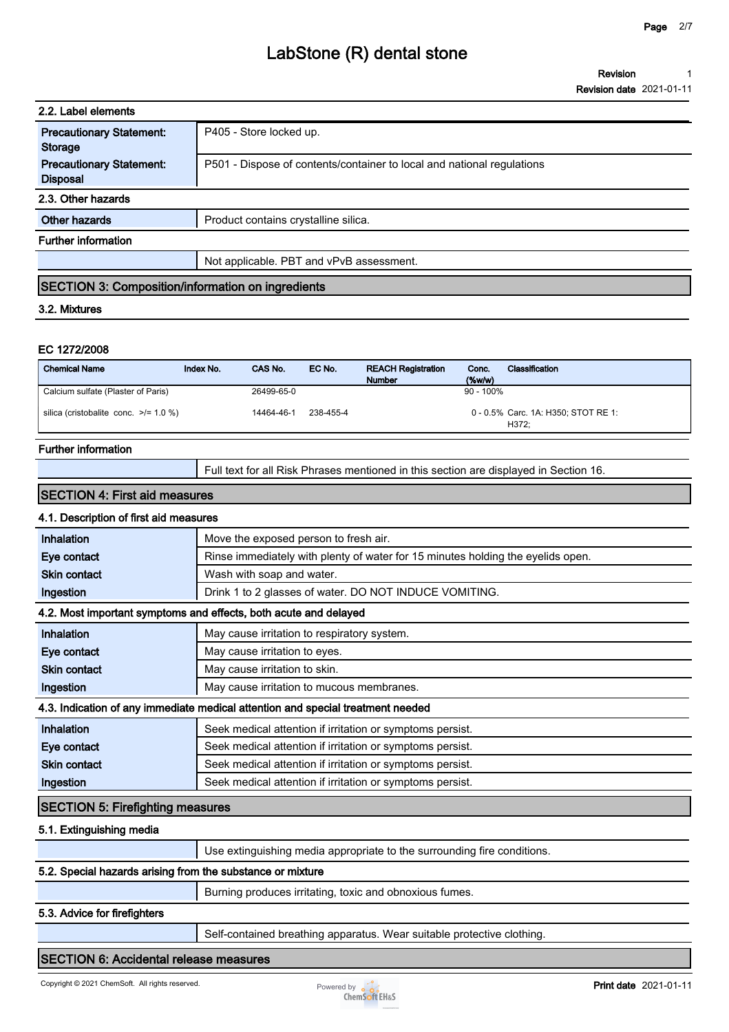### 2.2. Label elements

| | |
|---|---|
| **Precautionary Statement: Storage** | P405 - Store locked up. |
| **Precautionary Statement: Disposal** | P501 - Dispose of contents/container to local and national regulations |

### 2.3. Other hazards

| | |
|---|---|
| **Other hazards** | Product contains crystalline silica. |

**Further information**

| | |
|---|---|
| | Not applicable. PBT and vPvB assessment. |

## SECTION 3: Composition/information on ingredients

### 3.2. Mixtures

**EC 1272/2008**

| Chemical Name | Index No. | CAS No. | EC No. | REACH Registration Number | Conc. (%w/w) | Classification |
|---|---|---|---|---|---|---|
| Calcium sulfate (Plaster of Paris) | | 26499-65-0 | | | 90 - 100% | |
| silica (cristobalite conc. >/= 1.0 %) | | 14464-46-1 | 238-455-4 | | 0 - 0.5% | Carc. 1A: H350; STOT RE 1: H372; |

**Further information**

| | |
|---|---|
| | Full text for all Risk Phrases mentioned in this section are displayed in Section 16. |

## SECTION 4: First aid measures

### 4.1. Description of first aid measures

| | |
|---|---|
| **Inhalation** | Move the exposed person to fresh air. |
| **Eye contact** | Rinse immediately with plenty of water for 15 minutes holding the eyelids open. |
| **Skin contact** | Wash with soap and water. |
| **Ingestion** | Drink 1 to 2 glasses of water. DO NOT INDUCE VOMITING. |

### 4.2. Most important symptoms and effects, both acute and delayed

| | |
|---|---|
| **Inhalation** | May cause irritation to respiratory system. |
| **Eye contact** | May cause irritation to eyes. |
| **Skin contact** | May cause irritation to skin. |
| **Ingestion** | May cause irritation to mucous membranes. |

### 4.3. Indication of any immediate medical attention and special treatment needed

| | |
|---|---|
| **Inhalation** | Seek medical attention if irritation or symptoms persist. |
| **Eye contact** | Seek medical attention if irritation or symptoms persist. |
| **Skin contact** | Seek medical attention if irritation or symptoms persist. |
| **Ingestion** | Seek medical attention if irritation or symptoms persist. |

## SECTION 5: Firefighting measures

### 5.1. Extinguishing media

| | |
|---|---|
| | Use extinguishing media appropriate to the surrounding fire conditions. |

### 5.2. Special hazards arising from the substance or mixture

| | |
|---|---|
| | Burning produces irritating, toxic and obnoxious fumes. |

### 5.3. Advice for firefighters

| | |
|---|---|
| | Self-contained breathing apparatus. Wear suitable protective clothing. |

## SECTION 6: Accidental release measures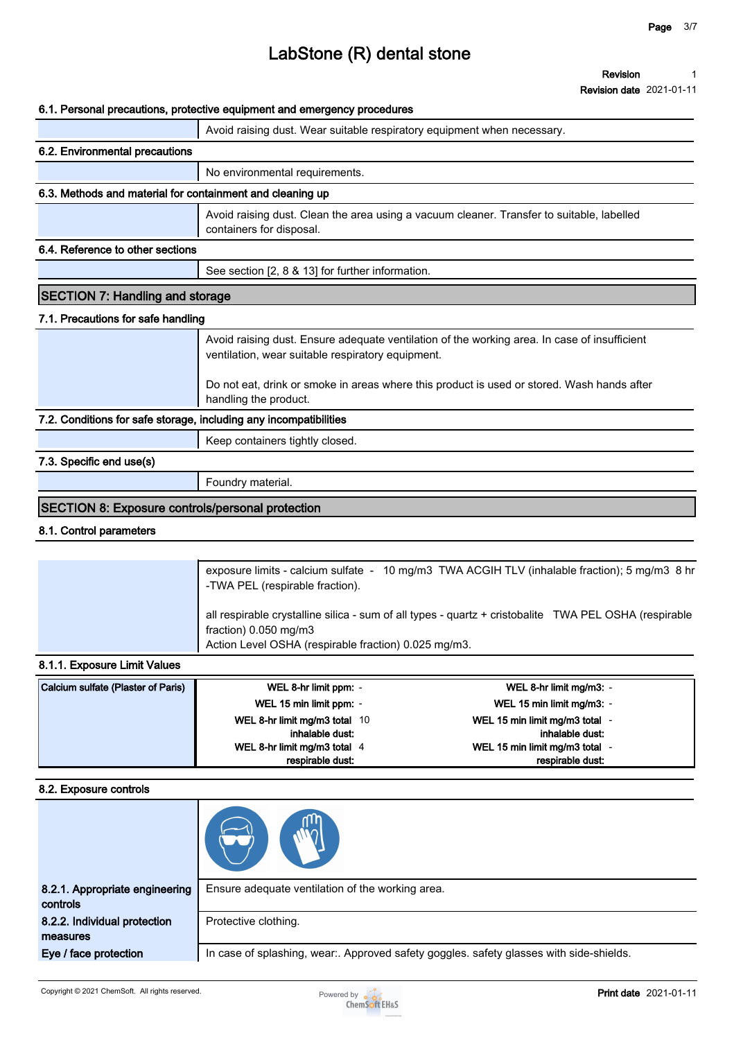# LabStone (R) dental stone

**Revision** 1
**Revision date** 2021-01-11

### 6.1. Personal precautions, protective equipment and emergency procedures

Avoid raising dust. Wear suitable respiratory equipment when necessary.

### 6.2. Environmental precautions

No environmental requirements.

### 6.3. Methods and material for containment and cleaning up

Avoid raising dust. Clean the area using a vacuum cleaner. Transfer to suitable, labelled containers for disposal.

### 6.4. Reference to other sections

See section [2, 8 & 13] for further information.

## SECTION 7: Handling and storage

### 7.1. Precautions for safe handling

Avoid raising dust. Ensure adequate ventilation of the working area. In case of insufficient ventilation, wear suitable respiratory equipment.

Do not eat, drink or smoke in areas where this product is used or stored. Wash hands after handling the product.

### 7.2. Conditions for safe storage, including any incompatibilities

Keep containers tightly closed.

### 7.3. Specific end use(s)

Foundry material.

## SECTION 8: Exposure controls/personal protection

### 8.1. Control parameters

exposure limits - calcium sulfate - 10 mg/m3 TWA ACGIH TLV (inhalable fraction); 5 mg/m3 8 hr -TWA PEL (respirable fraction).

all respirable crystalline silica - sum of all types - quartz + cristobalite TWA PEL OSHA (respirable fraction) 0.050 mg/m3
Action Level OSHA (respirable fraction) 0.025 mg/m3.

### 8.1.1. Exposure Limit Values

| Substance | Parameter | Value | Parameter | Value |
|---|---|---|---|---|
| Calcium sulfate (Plaster of Paris) | WEL 8-hr limit ppm: | - | WEL 8-hr limit mg/m3: | - |
| | WEL 15 min limit ppm: | - | WEL 15 min limit mg/m3: | - |
| | WEL 8-hr limit mg/m3 total inhalable dust: | 10 | WEL 15 min limit mg/m3 total inhalable dust: | - |
| | WEL 8-hr limit mg/m3 total respirable dust: | 4 | WEL 15 min limit mg/m3 total respirable dust: | - |

### 8.2. Exposure controls

**8.2.1. Appropriate engineering controls**

Ensure adequate ventilation of the working area.

**8.2.2. Individual protection measures**

Protective clothing.

**Eye / face protection**

In case of splashing, wear:. Approved safety goggles. safety glasses with side-shields.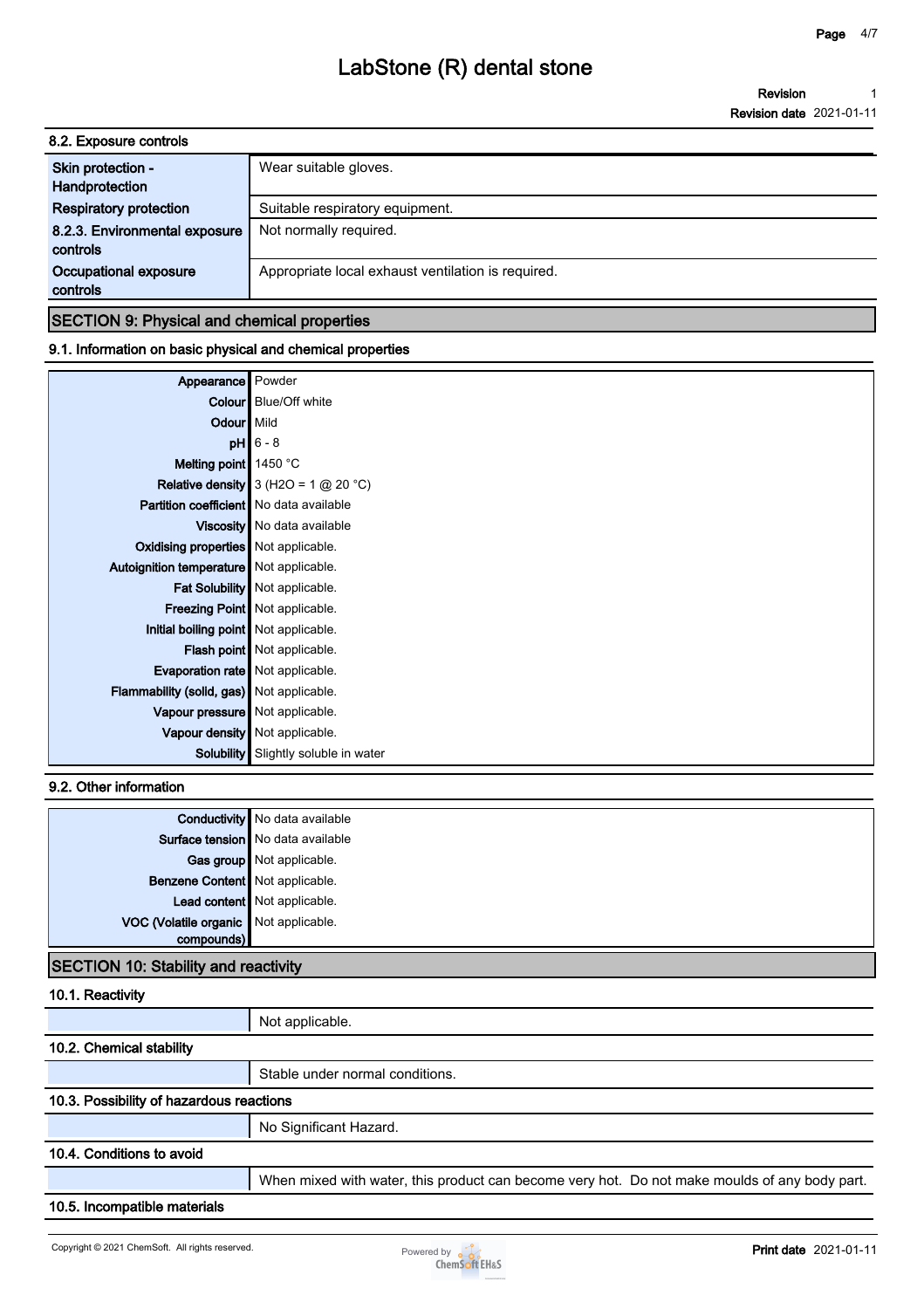# LabStone (R) dental stone

**Revision** 1
**Revision date** 2021-01-11

### 8.2. Exposure controls

| | |
|---|---|
| Skin protection - Handprotection | Wear suitable gloves. |
| Respiratory protection | Suitable respiratory equipment. |
| 8.2.3. Environmental exposure controls | Not normally required. |
| Occupational exposure controls | Appropriate local exhaust ventilation is required. |

## SECTION 9: Physical and chemical properties

### 9.1. Information on basic physical and chemical properties

| | |
|---|---|
| Appearance | Powder |
| Colour | Blue/Off white |
| Odour | Mild |
| pH | 6 - 8 |
| Melting point | 1450 °C |
| Relative density | 3 ($H_2O$ = 1 @ 20 °C) |
| Partition coefficient | No data available |
| Viscosity | No data available |
| Oxidising properties | Not applicable. |
| Autoignition temperature | Not applicable. |
| Fat Solubility | Not applicable. |
| Freezing Point | Not applicable. |
| Initial boiling point | Not applicable. |
| Flash point | Not applicable. |
| Evaporation rate | Not applicable. |
| Flammability (solid, gas) | Not applicable. |
| Vapour pressure | Not applicable. |
| Vapour density | Not applicable. |
| Solubility | Slightly soluble in water |

### 9.2. Other information

| | |
|---|---|
| Conductivity | No data available |
| Surface tension | No data available |
| Gas group | Not applicable. |
| Benzene Content | Not applicable. |
| Lead content | Not applicable. |
| VOC (Volatile organic compounds) | Not applicable. |

## SECTION 10: Stability and reactivity

### 10.1. Reactivity

Not applicable.

### 10.2. Chemical stability

Stable under normal conditions.

### 10.3. Possibility of hazardous reactions

No Significant Hazard.

### 10.4. Conditions to avoid

When mixed with water, this product can become very hot. Do not make moulds of any body part.

### 10.5. Incompatible materials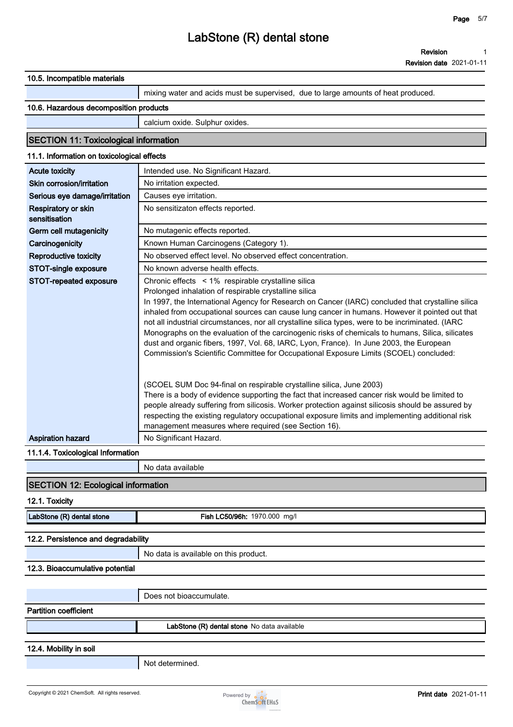### 10.5. Incompatible materials

| | |
|---|---|
| | mixing water and acids must be supervised, due to large amounts of heat produced. |

### 10.6. Hazardous decomposition products

| | |
|---|---|
| | calcium oxide. Sulphur oxides. |

## SECTION 11: Toxicological information

### 11.1. Information on toxicological effects

| | |
|---|---|
| **Acute toxicity** | Intended use. No Significant Hazard. |
| **Skin corrosion/irritation** | No irritation expected. |
| **Serious eye damage/irritation** | Causes eye irritation. |
| **Respiratory or skin sensitisation** | No sensitizaton effects reported. |
| **Germ cell mutagenicity** | No mutagenic effects reported. |
| **Carcinogenicity** | Known Human Carcinogens (Category 1). |
| **Reproductive toxicity** | No observed effect level. No observed effect concentration. |
| **STOT-single exposure** | No known adverse health effects. |
| **STOT-repeated exposure** | Chronic effects < 1% respirable crystalline silica<br>Prolonged inhalation of respirable crystalline silica<br>In 1997, the International Agency for Research on Cancer (IARC) concluded that crystalline silica inhaled from occupational sources can cause lung cancer in humans. However it pointed out that not all industrial circumstances, nor all crystalline silica types, were to be incriminated. (IARC Monographs on the evaluation of the carcinogenic risks of chemicals to humans, Silica, silicates dust and organic fibers, 1997, Vol. 68, IARC, Lyon, France). In June 2003, the European Commission's Scientific Committee for Occupational Exposure Limits (SCOEL) concluded:<br><br>(SCOEL SUM Doc 94-final on respirable crystalline silica, June 2003)<br>There is a body of evidence supporting the fact that increased cancer risk would be limited to people already suffering from silicosis. Worker protection against silicosis should be assured by respecting the existing regulatory occupational exposure limits and implementing additional risk management measures where required (see Section 16). |
| **Aspiration hazard** | No Significant Hazard. |

### 11.1.4. Toxicological Information

| | |
|---|---|
| | No data available |

## SECTION 12: Ecological information

### 12.1. Toxicity

| | |
|---|---|
| **LabStone (R) dental stone** | **Fish LC50/96h:** 1970.000 mg/l |

### 12.2. Persistence and degradability

| | |
|---|---|
| | No data is available on this product. |

### 12.3. Bioaccumulative potential

| | |
|---|---|
| | Does not bioaccumulate. |

**Partition coefficient**

| | |
|---|---|
| | **LabStone (R) dental stone** No data available |

### 12.4. Mobility in soil

| | |
|---|---|
| | Not determined. |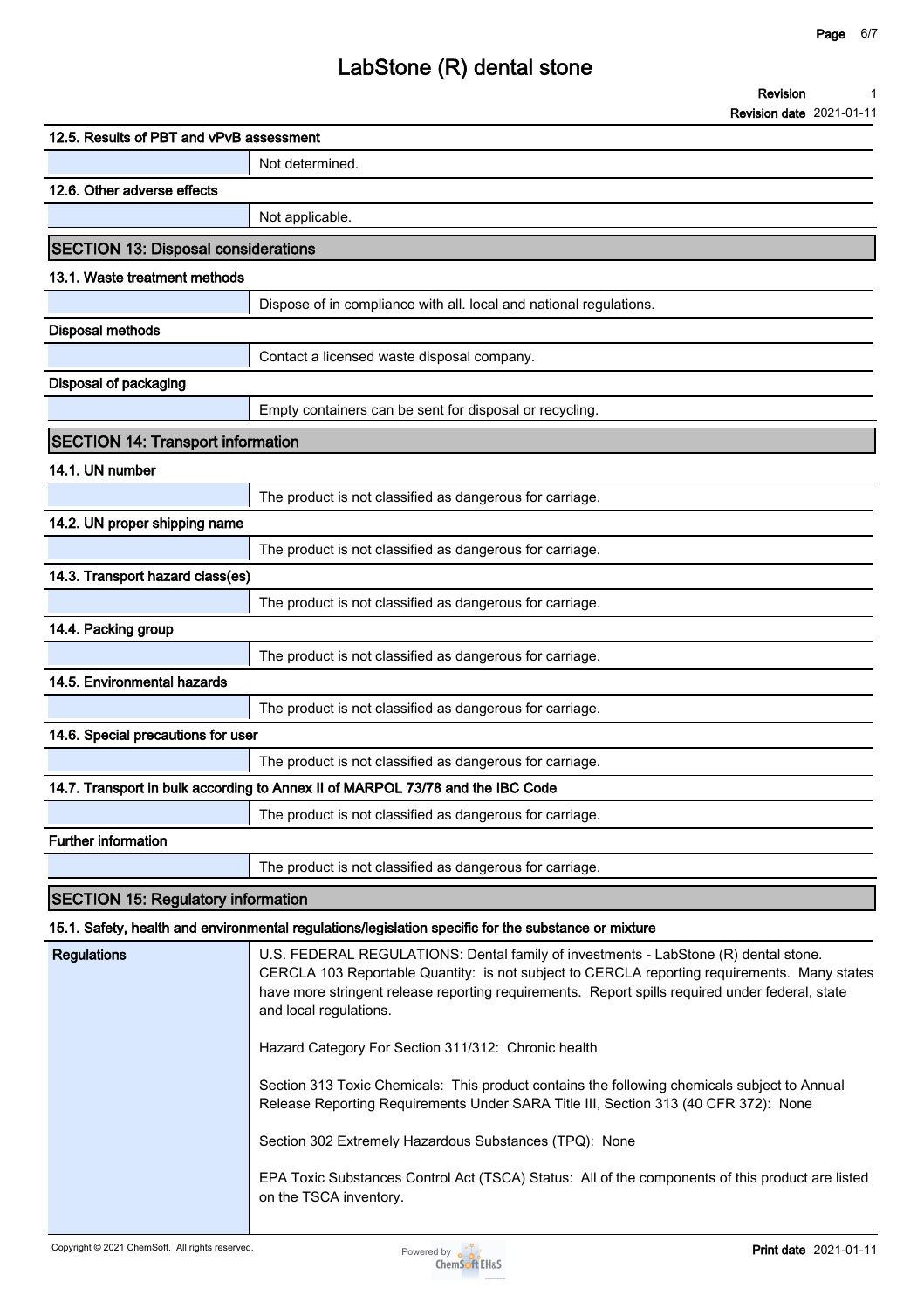### 12.5. Results of PBT and vPvB assessment

Not determined.

### 12.6. Other adverse effects

Not applicable.

## SECTION 13: Disposal considerations

### 13.1. Waste treatment methods

Dispose of in compliance with all. local and national regulations.

**Disposal methods**

Contact a licensed waste disposal company.

**Disposal of packaging**

Empty containers can be sent for disposal or recycling.

## SECTION 14: Transport information

### 14.1. UN number

The product is not classified as dangerous for carriage.

### 14.2. UN proper shipping name

The product is not classified as dangerous for carriage.

### 14.3. Transport hazard class(es)

The product is not classified as dangerous for carriage.

### 14.4. Packing group

The product is not classified as dangerous for carriage.

### 14.5. Environmental hazards

The product is not classified as dangerous for carriage.

### 14.6. Special precautions for user

The product is not classified as dangerous for carriage.

### 14.7. Transport in bulk according to Annex II of MARPOL 73/78 and the IBC Code

The product is not classified as dangerous for carriage.

**Further information**

The product is not classified as dangerous for carriage.

## SECTION 15: Regulatory information

### 15.1. Safety, health and environmental regulations/legislation specific for the substance or mixture

**Regulations**

U.S. FEDERAL REGULATIONS: Dental family of investments - LabStone (R) dental stone. CERCLA 103 Reportable Quantity: is not subject to CERCLA reporting requirements. Many states have more stringent release reporting requirements. Report spills required under federal, state and local regulations.

Hazard Category For Section 311/312: Chronic health

Section 313 Toxic Chemicals: This product contains the following chemicals subject to Annual Release Reporting Requirements Under SARA Title III, Section 313 (40 CFR 372): None

Section 302 Extremely Hazardous Substances (TPQ): None

EPA Toxic Substances Control Act (TSCA) Status: All of the components of this product are listed on the TSCA inventory.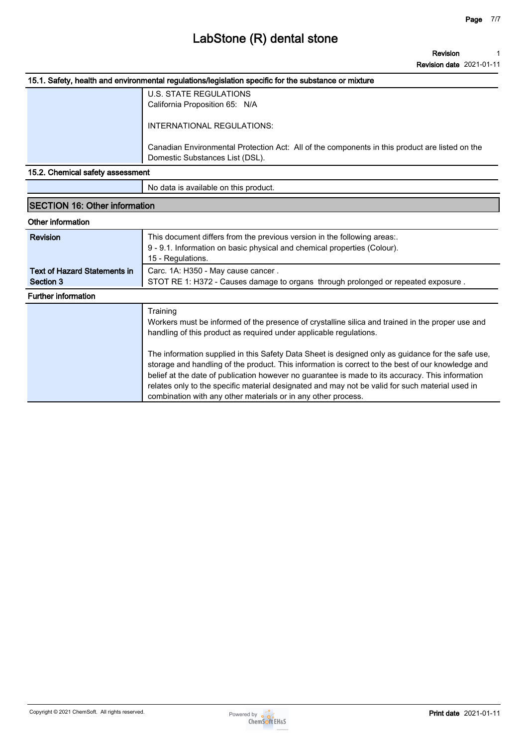### 15.1. Safety, health and environmental regulations/legislation specific for the substance or mixture

| | |
|---|---|
| | U.S. STATE REGULATIONS<br>California Proposition 65: N/A<br><br>INTERNATIONAL REGULATIONS:<br><br>Canadian Environmental Protection Act: All of the components in this product are listed on the Domestic Substances List (DSL). |

### 15.2. Chemical safety assessment

| | |
|---|---|
| | No data is available on this product. |

## SECTION 16: Other information

### Other information

| | |
|---|---|
| **Revision** | This document differs from the previous version in the following areas:.<br>9 - 9.1. Information on basic physical and chemical properties (Colour).<br>15 - Regulations. |
| **Text of Hazard Statements in Section 3** | Carc. 1A: H350 - May cause cancer .<br>STOT RE 1: H372 - Causes damage to organs through prolonged or repeated exposure . |

### Further information

| | |
|---|---|
| | Training<br>Workers must be informed of the presence of crystalline silica and trained in the proper use and handling of this product as required under applicable regulations.<br><br>The information supplied in this Safety Data Sheet is designed only as guidance for the safe use, storage and handling of the product. This information is correct to the best of our knowledge and belief at the date of publication however no guarantee is made to its accuracy. This information relates only to the specific material designated and may not be valid for such material used in combination with any other materials or in any other process. |